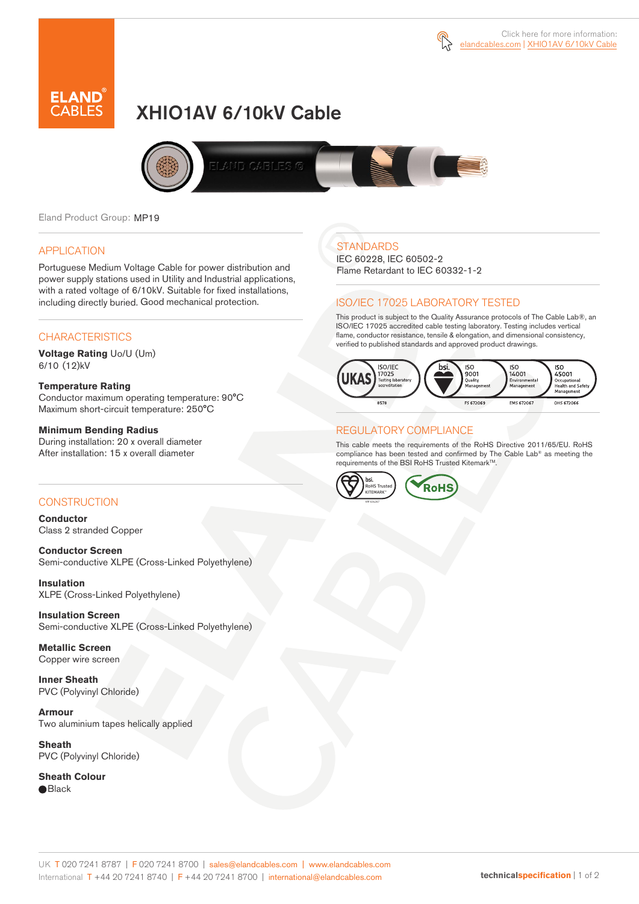Click here for more information: elandcables.com | XHIO1AV 6/10kV Cable

# XHIO1AV 6/10kV Cable

Eland Product Group: MP19

## APPLICATION

Portuguese Medium Voltage Cable for power distribution and power supply stations used in Utility and Industrial applications, with a rated voltage of 6/10kV. Suitable for fixed installations, including directly buried. Good mechanical protection.

## CHARACTERISTICS

**Voltage Rating** Uo/U (Um)
6/10 (12)kV

**Temperature Rating**
Conductor maximum operating temperature: 90°C
Maximum short-circuit temperature: 250°C

**Minimum Bending Radius**
During installation: 20 x overall diameter
After installation: 15 x overall diameter

## CONSTRUCTION

**Conductor**
Class 2 stranded Copper

**Conductor Screen**
Semi-conductive XLPE (Cross-Linked Polyethylene)

**Insulation**
XLPE (Cross-Linked Polyethylene)

**Insulation Screen**
Semi-conductive XLPE (Cross-Linked Polyethylene)

**Metallic Screen**
Copper wire screen

**Inner Sheath**
PVC (Polyvinyl Chloride)

**Armour**
Two aluminium tapes helically applied

**Sheath**
PVC (Polyvinyl Chloride)

**Sheath Colour**
● Black

## STANDARDS

IEC 60228, IEC 60502-2
Flame Retardant to IEC 60332-1-2

## ISO/IEC 17025 LABORATORY TESTED

This product is subject to the Quality Assurance protocols of The Cable Lab®, an ISO/IEC 17025 accredited cable testing laboratory. Testing includes vertical flame, conductor resistance, tensile & elongation, and dimensional consistency, verified to published standards and approved product drawings.

UKAS ISO/IEC 17025 Testing laboratory accreditation 8578 | bsi. ISO 9001 Quality Management FS 672069 | ISO 14001 Environmental Management EMS 672067 | ISO 45001 Occupational Health and Safety Management OHS 672066

## REGULATORY COMPLIANCE

This cable meets the requirements of the RoHS Directive 2011/65/EU. RoHS compliance has been tested and confirmed by The Cable Lab® as meeting the requirements of the BSI RoHS Trusted Kitemark™.

bsi. RoHS Trusted KITEMARK™ | RoHS

UK T 020 7241 8787 | F 020 7241 8700 | sales@elandcables.com | www.elandcables.com
International T +44 20 7241 8740 | F +44 20 7241 8700 | international@elandcables.com

technicalspecification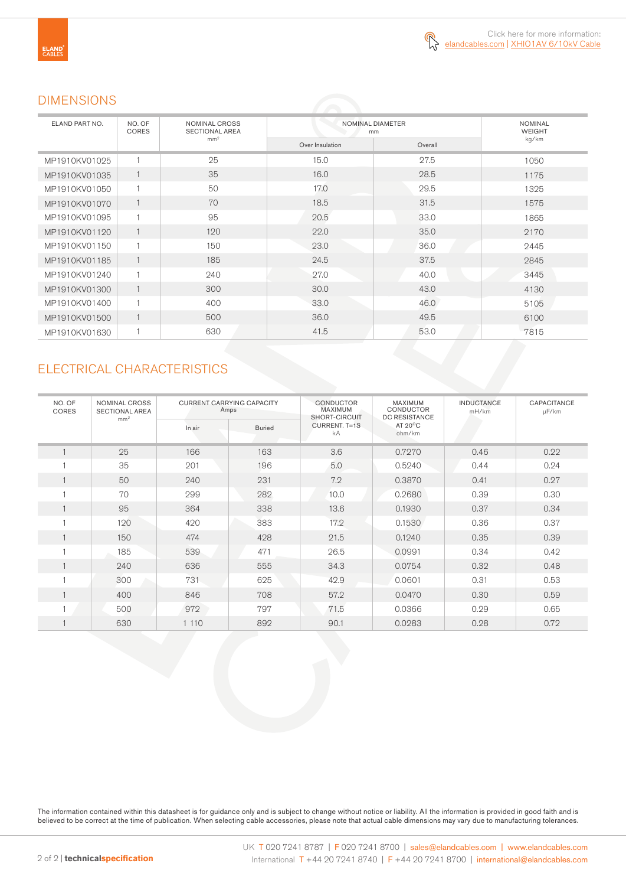Click here for more information: elandcables.com | XHIO1AV 6/10kV Cable

## DIMENSIONS

| ELAND PART NO. | NO. OF CORES | NOMINAL CROSS SECTIONAL AREA mm² | NOMINAL DIAMETER mm | | NOMINAL WEIGHT kg/km |
|---|---|---|---|---|---|
| | | | Over Insulation | Overall | |
| MP1910KV01025 | 1 | 25 | 15.0 | 27.5 | 1050 |
| MP1910KV01035 | 1 | 35 | 16.0 | 28.5 | 1175 |
| MP1910KV01050 | 1 | 50 | 17.0 | 29.5 | 1325 |
| MP1910KV01070 | 1 | 70 | 18.5 | 31.5 | 1575 |
| MP1910KV01095 | 1 | 95 | 20.5 | 33.0 | 1865 |
| MP1910KV01120 | 1 | 120 | 22.0 | 35.0 | 2170 |
| MP1910KV01150 | 1 | 150 | 23.0 | 36.0 | 2445 |
| MP1910KV01185 | 1 | 185 | 24.5 | 37.5 | 2845 |
| MP1910KV01240 | 1 | 240 | 27.0 | 40.0 | 3445 |
| MP1910KV01300 | 1 | 300 | 30.0 | 43.0 | 4130 |
| MP1910KV01400 | 1 | 400 | 33.0 | 46.0 | 5105 |
| MP1910KV01500 | 1 | 500 | 36.0 | 49.5 | 6100 |
| MP1910KV01630 | 1 | 630 | 41.5 | 53.0 | 7815 |

## ELECTRICAL CHARACTERISTICS

| NO. OF CORES | NOMINAL CROSS SECTIONAL AREA mm² | CURRENT CARRYING CAPACITY Amps | | CONDUCTOR MAXIMUM SHORT-CIRCUIT CURRENT. T=1S kA | MAXIMUM CONDUCTOR DC RESISTANCE AT 20°C ohm/km | INDUCTANCE mH/km | CAPACITANCE μF/km |
|---|---|---|---|---|---|---|---|
| | | In air | Buried | | | | |
| 1 | 25 | 166 | 163 | 3.6 | 0.7270 | 0.46 | 0.22 |
| 1 | 35 | 201 | 196 | 5.0 | 0.5240 | 0.44 | 0.24 |
| 1 | 50 | 240 | 231 | 7.2 | 0.3870 | 0.41 | 0.27 |
| 1 | 70 | 299 | 282 | 10.0 | 0.2680 | 0.39 | 0.30 |
| 1 | 95 | 364 | 338 | 13.6 | 0.1930 | 0.37 | 0.34 |
| 1 | 120 | 420 | 383 | 17.2 | 0.1530 | 0.36 | 0.37 |
| 1 | 150 | 474 | 428 | 21.5 | 0.1240 | 0.35 | 0.39 |
| 1 | 185 | 539 | 471 | 26.5 | 0.0991 | 0.34 | 0.42 |
| 1 | 240 | 636 | 555 | 34.3 | 0.0754 | 0.32 | 0.48 |
| 1 | 300 | 731 | 625 | 42.9 | 0.0601 | 0.31 | 0.53 |
| 1 | 400 | 846 | 708 | 57.2 | 0.0470 | 0.30 | 0.59 |
| 1 | 500 | 972 | 797 | 71.5 | 0.0366 | 0.29 | 0.65 |
| 1 | 630 | 1 110 | 892 | 90.1 | 0.0283 | 0.28 | 0.72 |

The information contained within this datasheet is for guidance only and is subject to change without notice or liability. All the information is provided in good faith and is believed to be correct at the time of publication. When selecting cable accessories, please note that actual cable dimensions may vary due to manufacturing tolerances.

UK T 020 7241 8787 | F 020 7241 8700 | sales@elandcables.com | www.elandcables.com
International T +44 20 7241 8740 | F +44 20 7241 8700 | international@elandcables.com